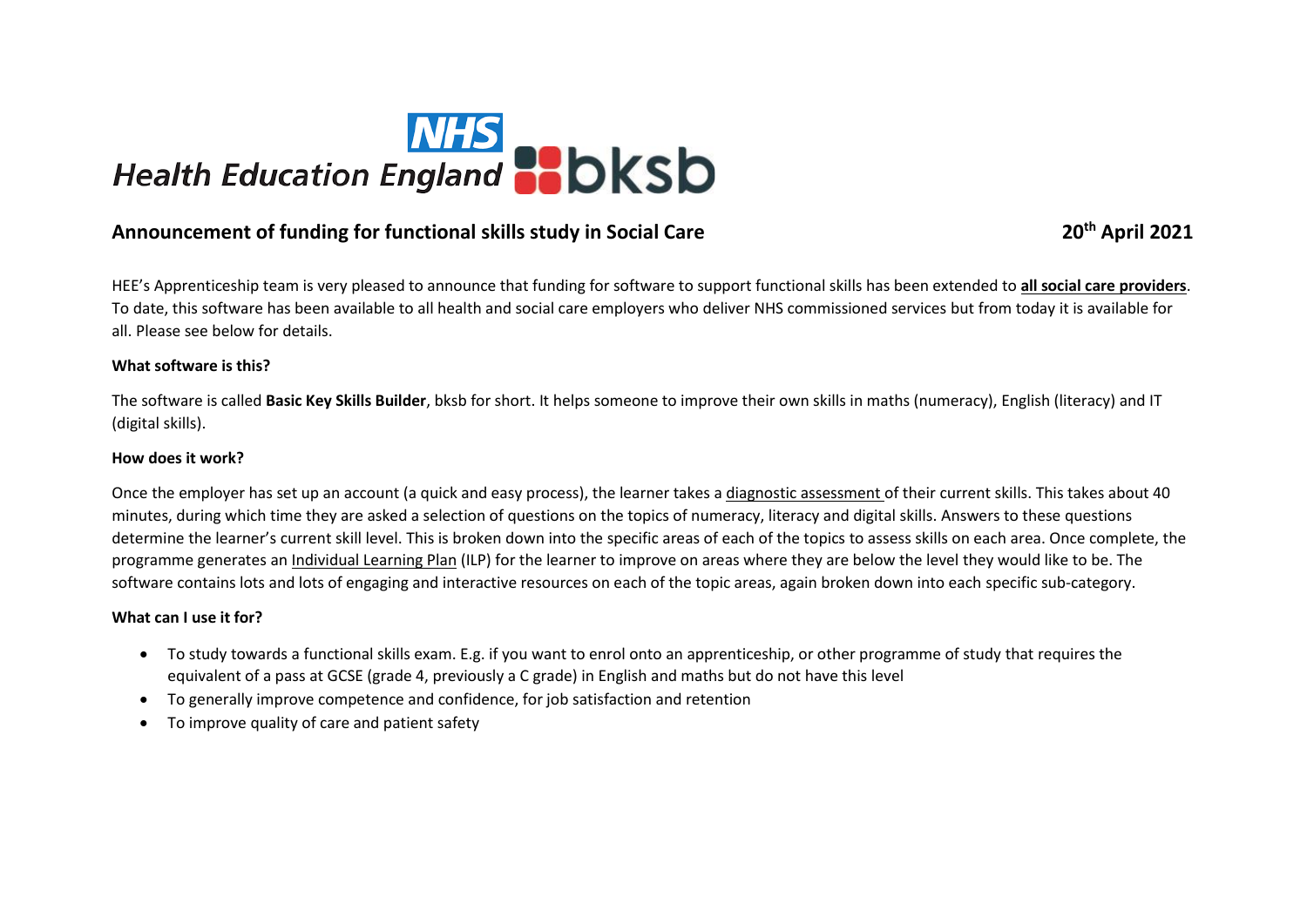NHS Health Education England bksb

## Announcement of funding for functional skills study in Social Care

**20th April 2021**

HEE's Apprenticeship team is very pleased to announce that funding for software to support functional skills has been extended to **all social care providers**. To date, this software has been available to all health and social care employers who deliver NHS commissioned services but from today it is available for all. Please see below for details.

**What software is this?**

The software is called **Basic Key Skills Builder**, bksb for short. It helps someone to improve their own skills in maths (numeracy), English (literacy) and IT (digital skills).

**How does it work?**

Once the employer has set up an account (a quick and easy process), the learner takes a diagnostic assessment of their current skills. This takes about 40 minutes, during which time they are asked a selection of questions on the topics of numeracy, literacy and digital skills. Answers to these questions determine the learner's current skill level. This is broken down into the specific areas of each of the topics to assess skills on each area. Once complete, the programme generates an Individual Learning Plan (ILP) for the learner to improve on areas where they are below the level they would like to be. The software contains lots and lots of engaging and interactive resources on each of the topic areas, again broken down into each specific sub-category.

**What can I use it for?**

- To study towards a functional skills exam. E.g. if you want to enrol onto an apprenticeship, or other programme of study that requires the equivalent of a pass at GCSE (grade 4, previously a C grade) in English and maths but do not have this level
- To generally improve competence and confidence, for job satisfaction and retention
- To improve quality of care and patient safety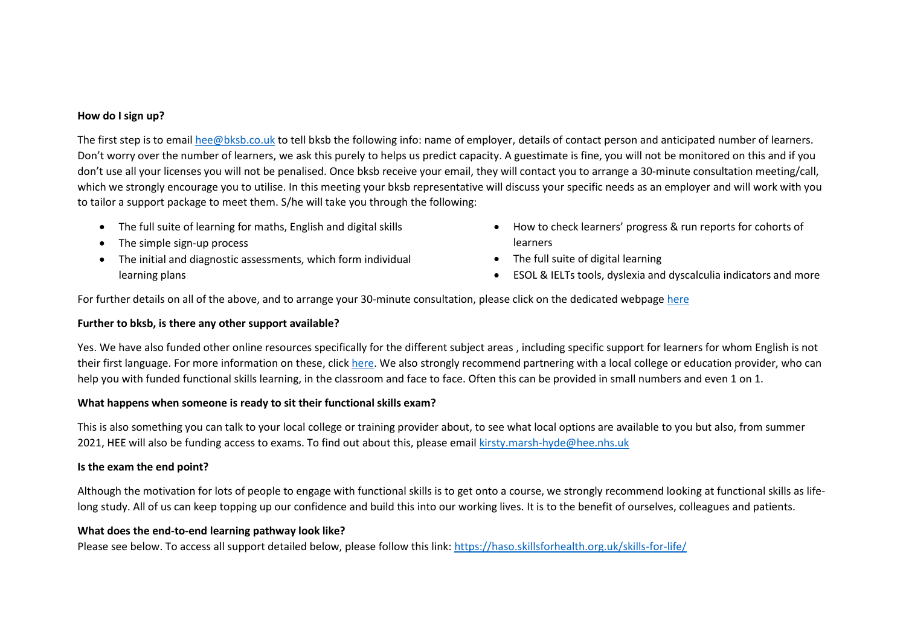**How do I sign up?**

The first step is to email [hee@bksb.co.uk](mailto:hee@bksb.co.uk) to tell bksb the following info: name of employer, details of contact person and anticipated number of learners. Don't worry over the number of learners, we ask this purely to helps us predict capacity. A guestimate is fine, you will not be monitored on this and if you don't use all your licenses you will not be penalised. Once bksb receive your email, they will contact you to arrange a 30-minute consultation meeting/call, which we strongly encourage you to utilise. In this meeting your bksb representative will discuss your specific needs as an employer and will work with you to tailor a support package to meet them. S/he will take you through the following:

- The full suite of learning for maths, English and digital skills
- The simple sign-up process
- The initial and diagnostic assessments, which form individual learning plans
- How to check learners' progress & run reports for cohorts of learners
- The full suite of digital learning
- ESOL & IELTs tools, dyslexia and dyscalculia indicators and more

For further details on all of the above, and to arrange your 30-minute consultation, please click on the dedicated webpage here

**Further to bksb, is there any other support available?**

Yes. We have also funded other online resources specifically for the different subject areas , including specific support for learners for whom English is not their first language. For more information on these, click here. We also strongly recommend partnering with a local college or education provider, who can help you with funded functional skills learning, in the classroom and face to face. Often this can be provided in small numbers and even 1 on 1.

**What happens when someone is ready to sit their functional skills exam?**

This is also something you can talk to your local college or training provider about, to see what local options are available to you but also, from summer 2021, HEE will also be funding access to exams. To find out about this, please email [kirsty.marsh-hyde@hee.nhs.uk](mailto:kirsty.marsh-hyde@hee.nhs.uk)

**Is the exam the end point?**

Although the motivation for lots of people to engage with functional skills is to get onto a course, we strongly recommend looking at functional skills as life-long study. All of us can keep topping up our confidence and build this into our working lives. It is to the benefit of ourselves, colleagues and patients.

**What does the end-to-end learning pathway look like?**

Please see below. To access all support detailed below, please follow this link: [https://haso.skillsforhealth.org.uk/skills-for-life/](https://haso.skillsforhealth.org.uk/skills-for-life/)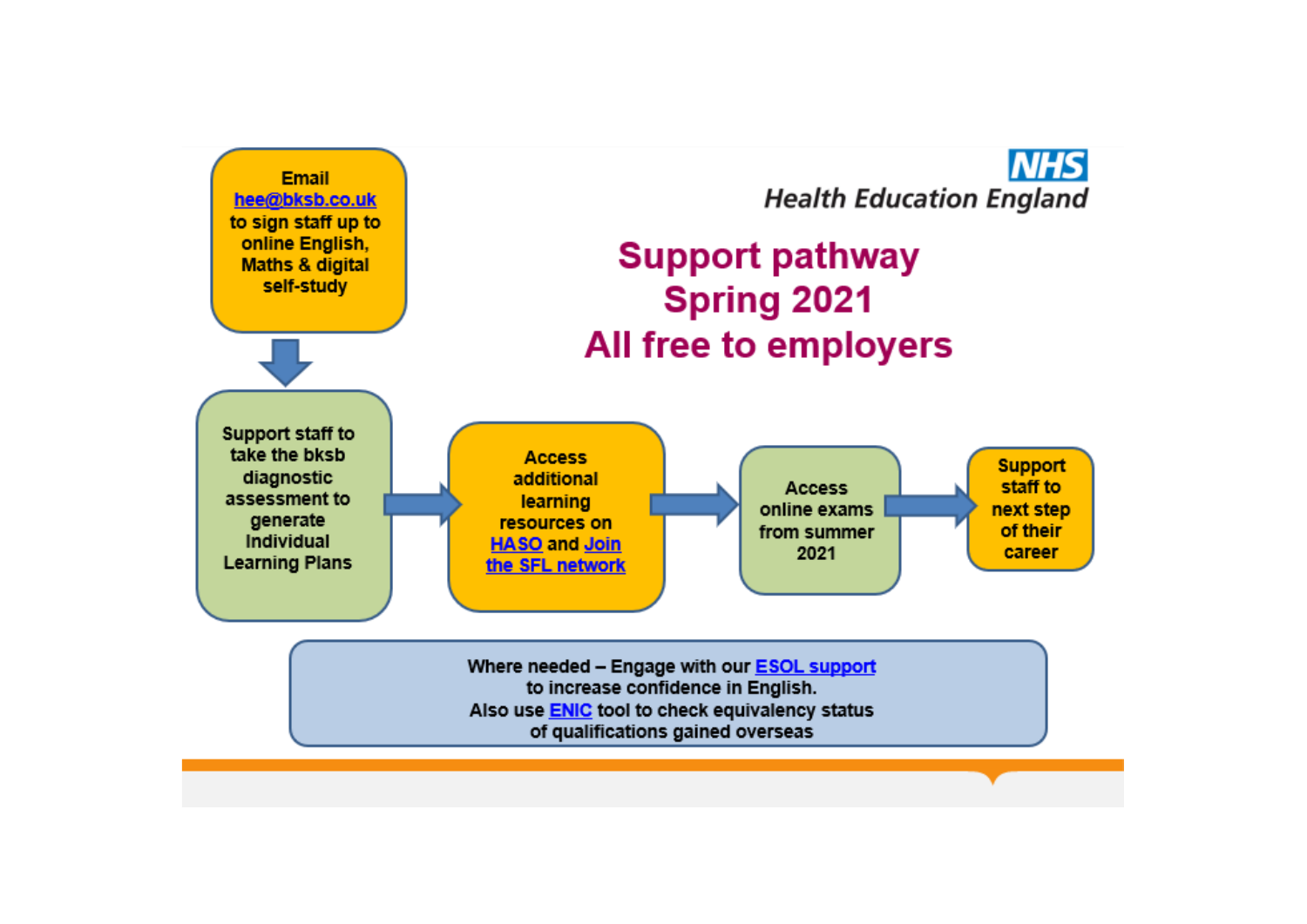**NHS**
*Health Education England*

# Support pathway
# Spring 2021
# All free to employers

Email hee@bksb.co.uk to sign staff up to online English, Maths & digital self-study

Support staff to take the bksb diagnostic assessment to generate Individual Learning Plans

Access additional learning resources on HASO and Join the SFL network

Access online exams from summer 2021

Support staff to next step of their career

Where needed – Engage with our ESOL support to increase confidence in English.
Also use ENIC tool to check equivalency status of qualifications gained overseas